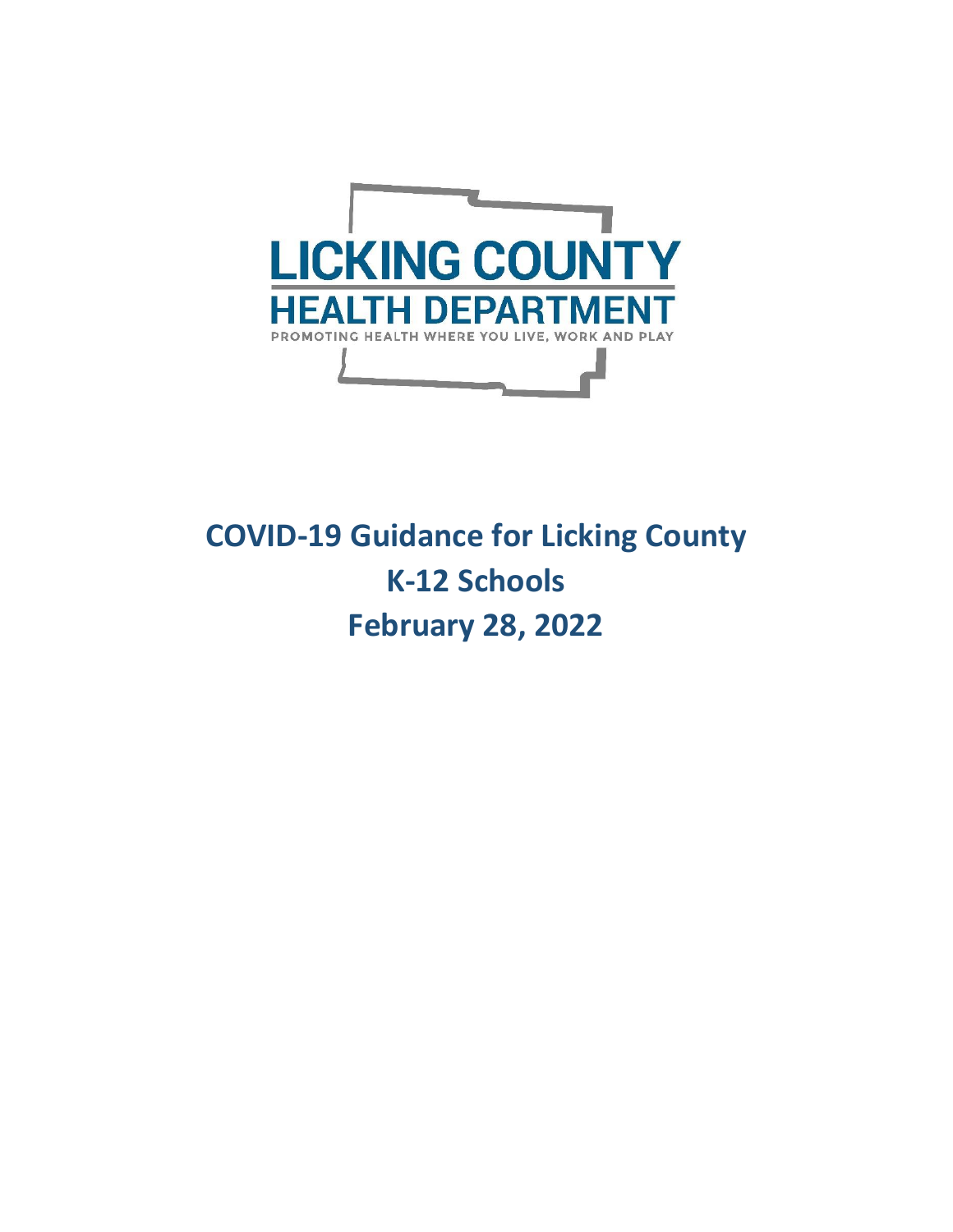LICKING COUNTY
HEALTH DEPARTMENT
PROMOTING HEALTH WHERE YOU LIVE, WORK AND PLAY

# COVID-19 Guidance for Licking County K-12 Schools

## February 28, 2022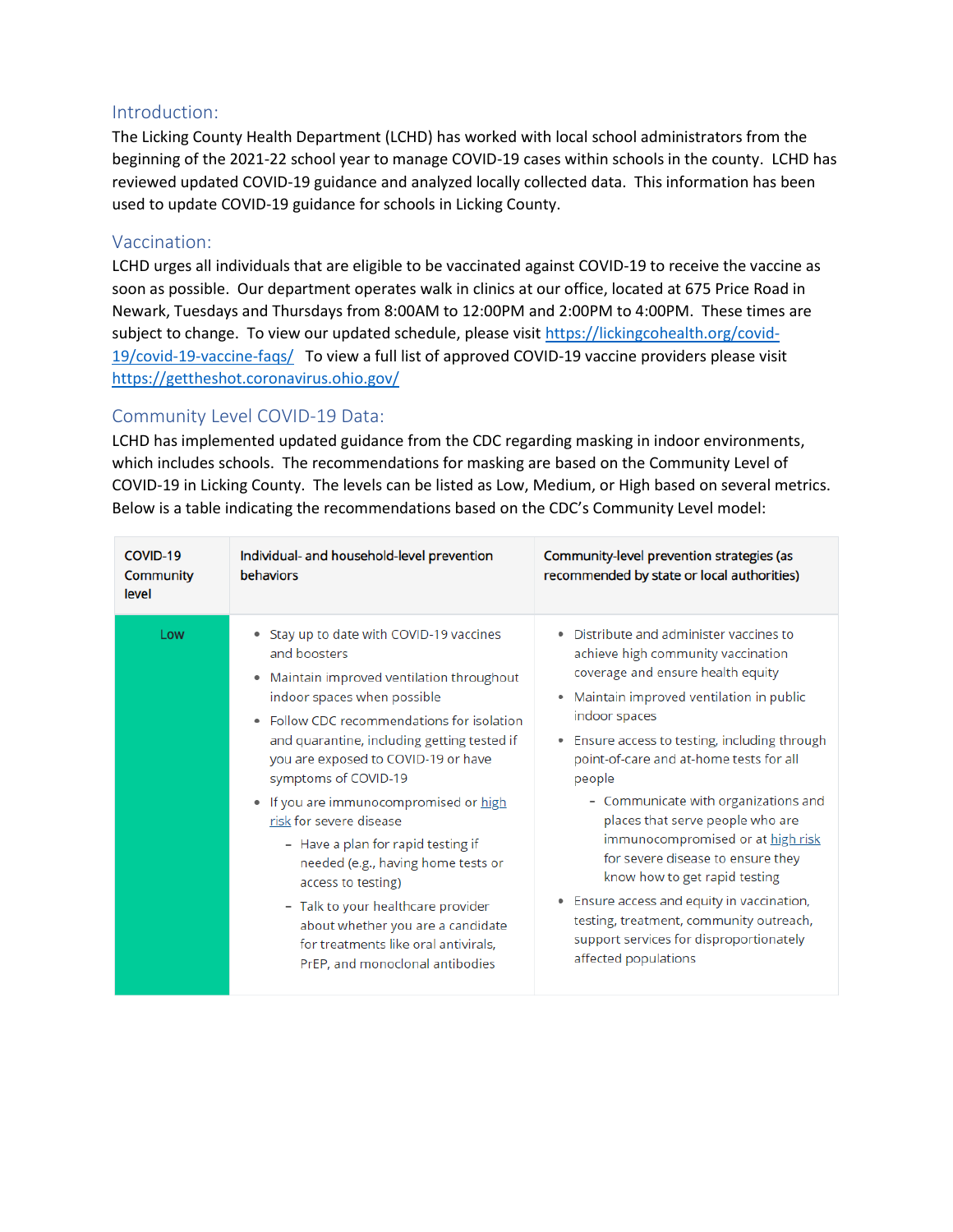## Introduction:

The Licking County Health Department (LCHD) has worked with local school administrators from the beginning of the 2021-22 school year to manage COVID-19 cases within schools in the county. LCHD has reviewed updated COVID-19 guidance and analyzed locally collected data. This information has been used to update COVID-19 guidance for schools in Licking County.

## Vaccination:

LCHD urges all individuals that are eligible to be vaccinated against COVID-19 to receive the vaccine as soon as possible. Our department operates walk in clinics at our office, located at 675 Price Road in Newark, Tuesdays and Thursdays from 8:00AM to 12:00PM and 2:00PM to 4:00PM. These times are subject to change. To view our updated schedule, please visit https://lickingcohealth.org/covid-19/covid-19-vaccine-faqs/ To view a full list of approved COVID-19 vaccine providers please visit https://gettheshot.coronavirus.ohio.gov/

## Community Level COVID-19 Data:

LCHD has implemented updated guidance from the CDC regarding masking in indoor environments, which includes schools. The recommendations for masking are based on the Community Level of COVID-19 in Licking County. The levels can be listed as Low, Medium, or High based on several metrics. Below is a table indicating the recommendations based on the CDC's Community Level model:

| COVID-19 Community level | Individual- and household-level prevention behaviors | Community-level prevention strategies (as recommended by state or local authorities) |
|---|---|---|
| Low | • Stay up to date with COVID-19 vaccines and boosters<br>• Maintain improved ventilation throughout indoor spaces when possible<br>• Follow CDC recommendations for isolation and quarantine, including getting tested if you are exposed to COVID-19 or have symptoms of COVID-19<br>• If you are immunocompromised or high risk for severe disease<br>  – Have a plan for rapid testing if needed (e.g., having home tests or access to testing)<br>  – Talk to your healthcare provider about whether you are a candidate for treatments like oral antivirals, PrEP, and monoclonal antibodies | • Distribute and administer vaccines to achieve high community vaccination coverage and ensure health equity<br>• Maintain improved ventilation in public indoor spaces<br>• Ensure access to testing, including through point-of-care and at-home tests for all people<br>  – Communicate with organizations and places that serve people who are immunocompromised or at high risk for severe disease to ensure they know how to get rapid testing<br>• Ensure access and equity in vaccination, testing, treatment, community outreach, support services for disproportionately affected populations |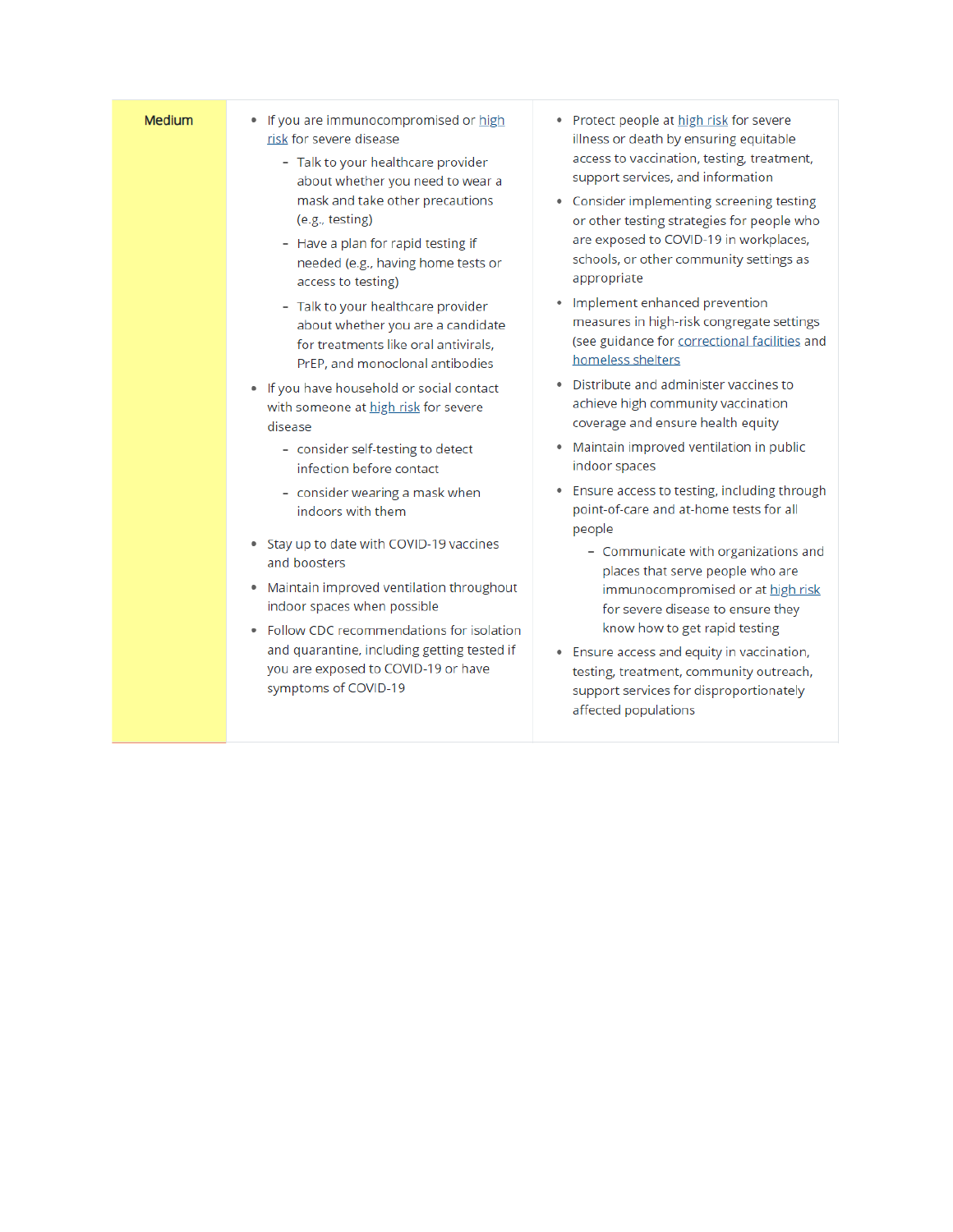| Medium | <ul><li>If you are immunocompromised or high risk for severe disease<ul><li>Talk to your healthcare provider about whether you need to wear a mask and take other precautions (e.g., testing)</li><li>Have a plan for rapid testing if needed (e.g., having home tests or access to testing)</li><li>Talk to your healthcare provider about whether you are a candidate for treatments like oral antivirals, PrEP, and monoclonal antibodies</li></ul></li><li>If you have household or social contact with someone at high risk for severe disease<ul><li>consider self-testing to detect infection before contact</li><li>consider wearing a mask when indoors with them</li></ul></li><li>Stay up to date with COVID-19 vaccines and boosters</li><li>Maintain improved ventilation throughout indoor spaces when possible</li><li>Follow CDC recommendations for isolation and quarantine, including getting tested if you are exposed to COVID-19 or have symptoms of COVID-19</li></ul> | <ul><li>Protect people at high risk for severe illness or death by ensuring equitable access to vaccination, testing, treatment, support services, and information</li><li>Consider implementing screening testing or other testing strategies for people who are exposed to COVID-19 in workplaces, schools, or other community settings as appropriate</li><li>Implement enhanced prevention measures in high-risk congregate settings (see guidance for correctional facilities and homeless shelters</li><li>Distribute and administer vaccines to achieve high community vaccination coverage and ensure health equity</li><li>Maintain improved ventilation in public indoor spaces</li><li>Ensure access to testing, including through point-of-care and at-home tests for all people<ul><li>Communicate with organizations and places that serve people who are immunocompromised or at high risk for severe disease to ensure they know how to get rapid testing</li></ul></li><li>Ensure access and equity in vaccination, testing, treatment, community outreach, support services for disproportionately affected populations</li></ul> |
|---|---|---|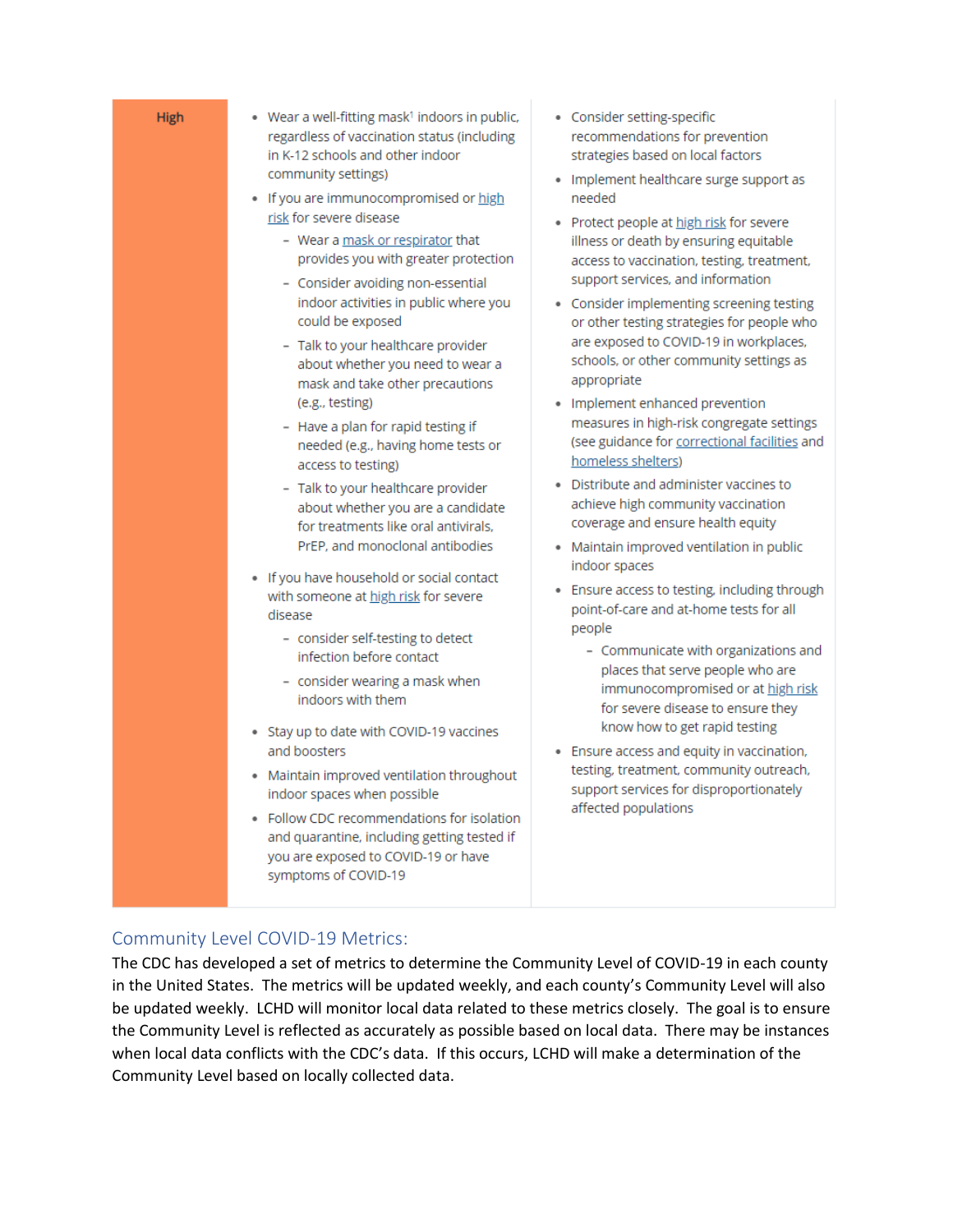| | | |
|---|---|---|
| High | • Wear a well-fitting mask[1] indoors in public, regardless of vaccination status (including in K-12 schools and other indoor community settings)<br>• If you are immunocompromised or high risk for severe disease<br>  - Wear a mask or respirator that provides you with greater protection<br>  - Consider avoiding non-essential indoor activities in public where you could be exposed<br>  - Talk to your healthcare provider about whether you need to wear a mask and take other precautions (e.g., testing)<br>  - Have a plan for rapid testing if needed (e.g., having home tests or access to testing)<br>  - Talk to your healthcare provider about whether you are a candidate for treatments like oral antivirals, PrEP, and monoclonal antibodies<br>• If you have household or social contact with someone at high risk for severe disease<br>  - consider self-testing to detect infection before contact<br>  - consider wearing a mask when indoors with them<br>• Stay up to date with COVID-19 vaccines and boosters<br>• Maintain improved ventilation throughout indoor spaces when possible<br>• Follow CDC recommendations for isolation and quarantine, including getting tested if you are exposed to COVID-19 or have symptoms of COVID-19 | • Consider setting-specific recommendations for prevention strategies based on local factors<br>• Implement healthcare surge support as needed<br>• Protect people at high risk for severe illness or death by ensuring equitable access to vaccination, testing, treatment, support services, and information<br>• Consider implementing screening testing or other testing strategies for people who are exposed to COVID-19 in workplaces, schools, or other community settings as appropriate<br>• Implement enhanced prevention measures in high-risk congregate settings (see guidance for correctional facilities and homeless shelters)<br>• Distribute and administer vaccines to achieve high community vaccination coverage and ensure health equity<br>• Maintain improved ventilation in public indoor spaces<br>• Ensure access to testing, including through point-of-care and at-home tests for all people<br>  - Communicate with organizations and places that serve people who are immunocompromised or at high risk for severe disease to ensure they know how to get rapid testing<br>• Ensure access and equity in vaccination, testing, treatment, community outreach, support services for disproportionately affected populations |

## Community Level COVID-19 Metrics:

The CDC has developed a set of metrics to determine the Community Level of COVID-19 in each county in the United States. The metrics will be updated weekly, and each county's Community Level will also be updated weekly. LCHD will monitor local data related to these metrics closely. The goal is to ensure the Community Level is reflected as accurately as possible based on local data. There may be instances when local data conflicts with the CDC's data. If this occurs, LCHD will make a determination of the Community Level based on locally collected data.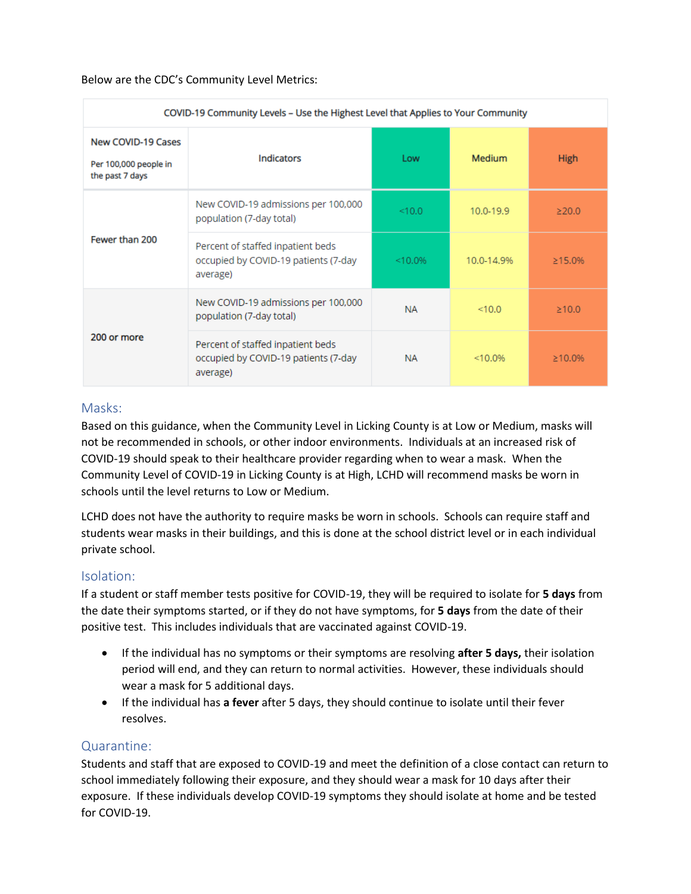Below are the CDC's Community Level Metrics:

| COVID-19 Community Levels – Use the Highest Level that Applies to Your Community | | | | |
|---|---|---|---|---|
| New COVID-19 Cases<br>Per 100,000 people in the past 7 days | Indicators | Low | Medium | High |
| Fewer than 200 | New COVID-19 admissions per 100,000 population (7-day total) | <10.0 | 10.0-19.9 | ≥20.0 |
| | Percent of staffed inpatient beds occupied by COVID-19 patients (7-day average) | <10.0% | 10.0-14.9% | ≥15.0% |
| 200 or more | New COVID-19 admissions per 100,000 population (7-day total) | NA | <10.0 | ≥10.0 |
| | Percent of staffed inpatient beds occupied by COVID-19 patients (7-day average) | NA | <10.0% | ≥10.0% |

## Masks:

Based on this guidance, when the Community Level in Licking County is at Low or Medium, masks will not be recommended in schools, or other indoor environments. Individuals at an increased risk of COVID-19 should speak to their healthcare provider regarding when to wear a mask. When the Community Level of COVID-19 in Licking County is at High, LCHD will recommend masks be worn in schools until the level returns to Low or Medium.

LCHD does not have the authority to require masks be worn in schools. Schools can require staff and students wear masks in their buildings, and this is done at the school district level or in each individual private school.

## Isolation:

If a student or staff member tests positive for COVID-19, they will be required to isolate for **5 days** from the date their symptoms started, or if they do not have symptoms, for **5 days** from the date of their positive test. This includes individuals that are vaccinated against COVID-19.

- If the individual has no symptoms or their symptoms are resolving **after 5 days,** their isolation period will end, and they can return to normal activities. However, these individuals should wear a mask for 5 additional days.
- If the individual has **a fever** after 5 days, they should continue to isolate until their fever resolves.

## Quarantine:

Students and staff that are exposed to COVID-19 and meet the definition of a close contact can return to school immediately following their exposure, and they should wear a mask for 10 days after their exposure. If these individuals develop COVID-19 symptoms they should isolate at home and be tested for COVID-19.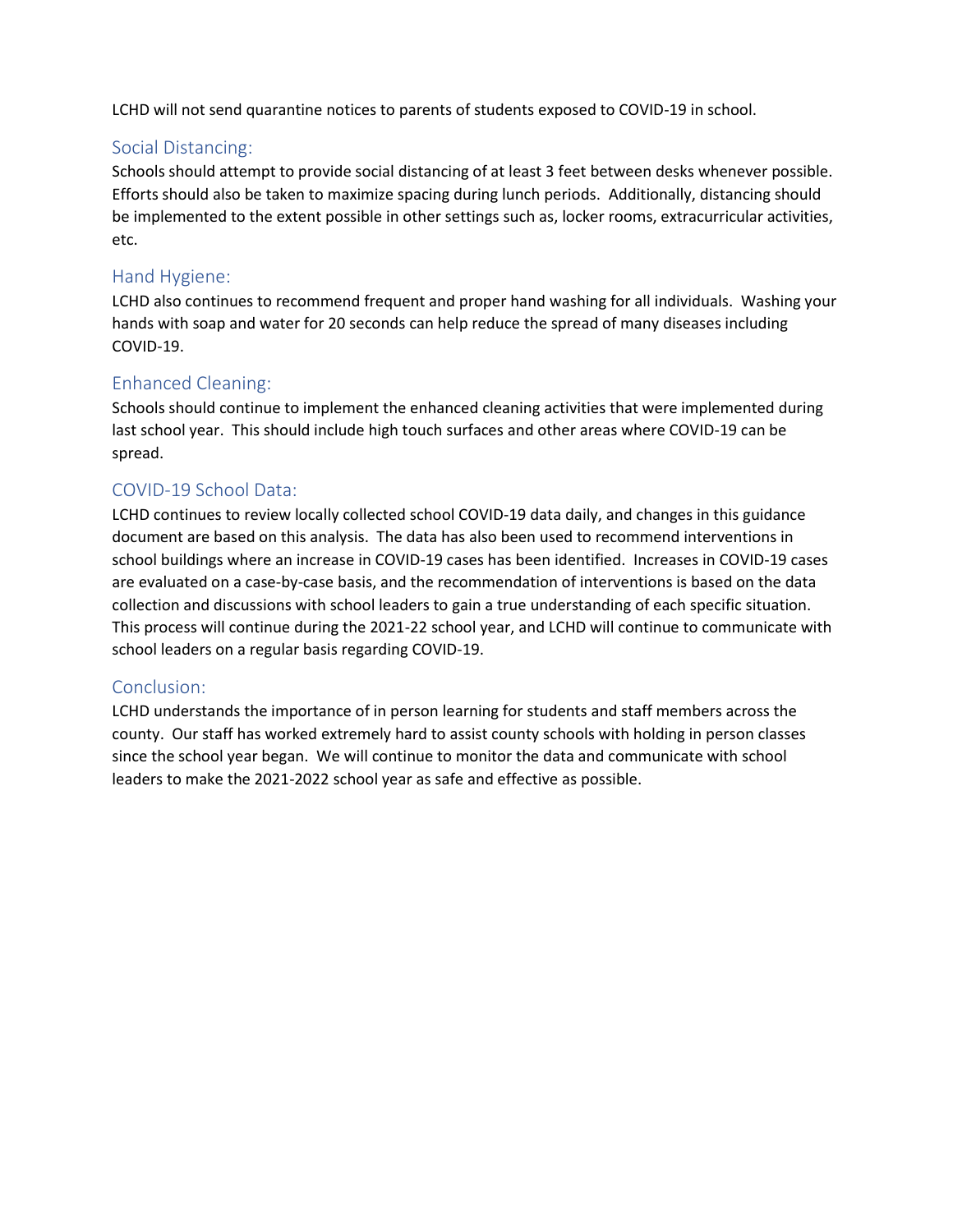LCHD will not send quarantine notices to parents of students exposed to COVID-19 in school.

## Social Distancing:

Schools should attempt to provide social distancing of at least 3 feet between desks whenever possible. Efforts should also be taken to maximize spacing during lunch periods. Additionally, distancing should be implemented to the extent possible in other settings such as, locker rooms, extracurricular activities, etc.

## Hand Hygiene:

LCHD also continues to recommend frequent and proper hand washing for all individuals. Washing your hands with soap and water for 20 seconds can help reduce the spread of many diseases including COVID-19.

## Enhanced Cleaning:

Schools should continue to implement the enhanced cleaning activities that were implemented during last school year. This should include high touch surfaces and other areas where COVID-19 can be spread.

## COVID-19 School Data:

LCHD continues to review locally collected school COVID-19 data daily, and changes in this guidance document are based on this analysis. The data has also been used to recommend interventions in school buildings where an increase in COVID-19 cases has been identified. Increases in COVID-19 cases are evaluated on a case-by-case basis, and the recommendation of interventions is based on the data collection and discussions with school leaders to gain a true understanding of each specific situation. This process will continue during the 2021-22 school year, and LCHD will continue to communicate with school leaders on a regular basis regarding COVID-19.

## Conclusion:

LCHD understands the importance of in person learning for students and staff members across the county. Our staff has worked extremely hard to assist county schools with holding in person classes since the school year began. We will continue to monitor the data and communicate with school leaders to make the 2021-2022 school year as safe and effective as possible.